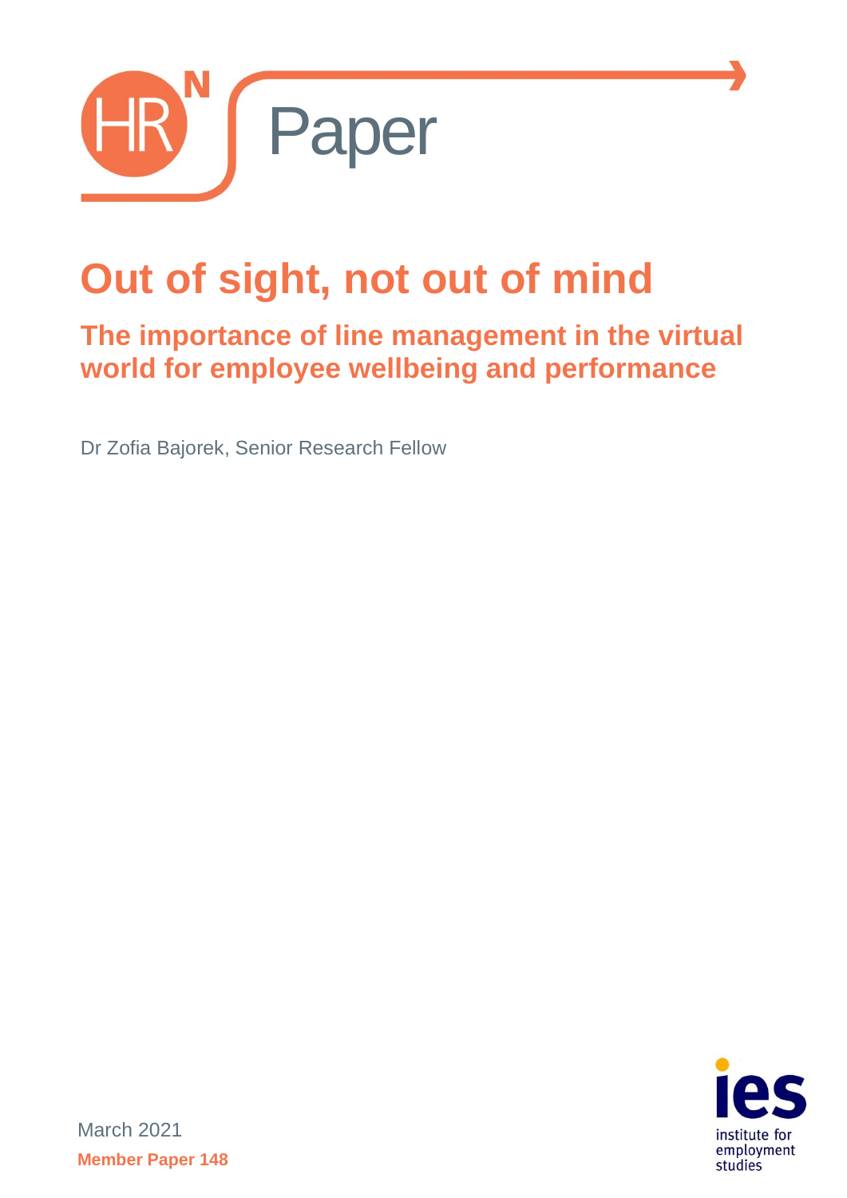HR[N] Paper

# Out of sight, not out of mind

## The importance of line management in the virtual world for employee wellbeing and performance

Dr Zofia Bajorek, Senior Research Fellow

March 2021

**Member Paper 148**

ies institute for employment studies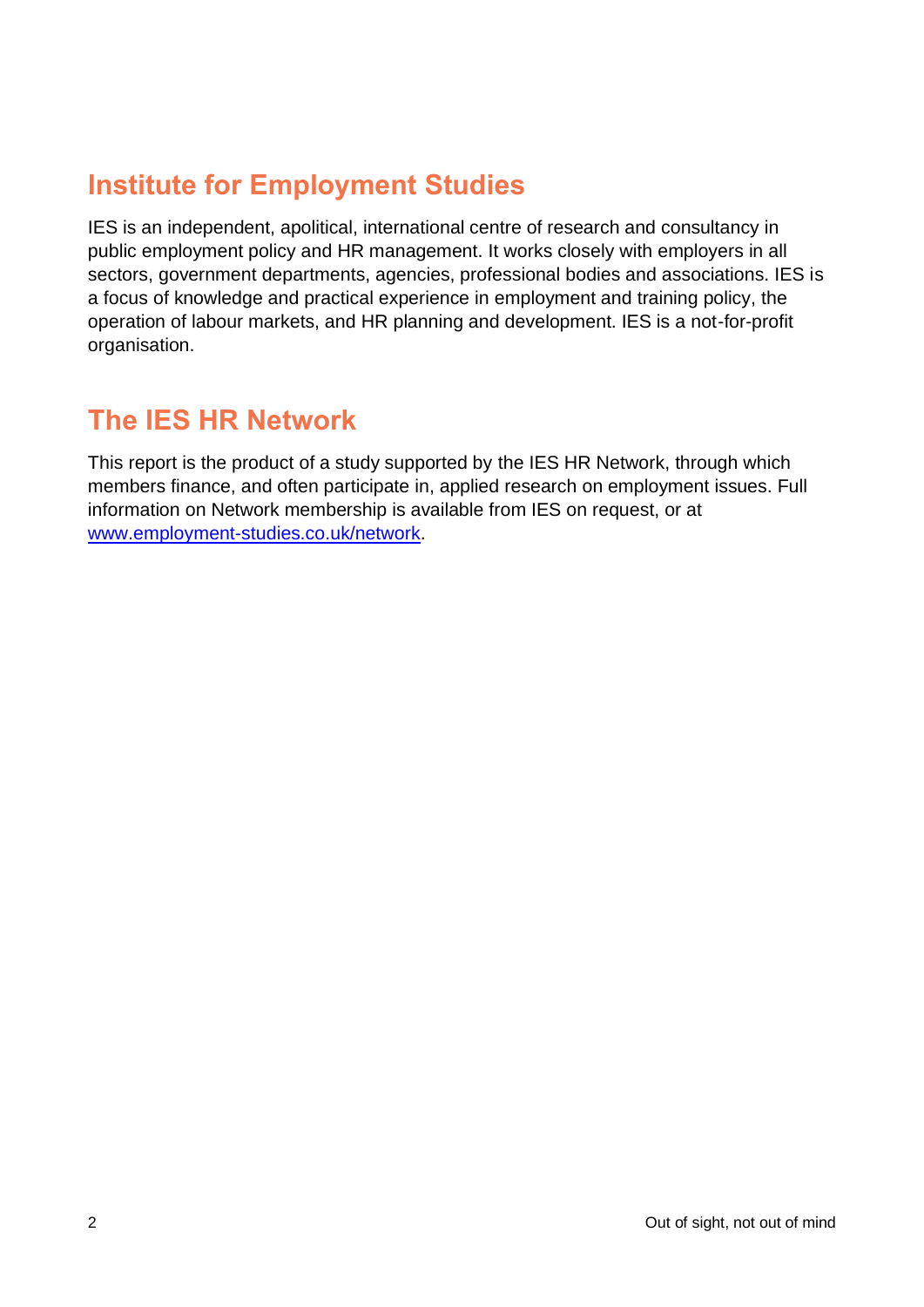## Institute for Employment Studies

IES is an independent, apolitical, international centre of research and consultancy in public employment policy and HR management. It works closely with employers in all sectors, government departments, agencies, professional bodies and associations. IES is a focus of knowledge and practical experience in employment and training policy, the operation of labour markets, and HR planning and development. IES is a not-for-profit organisation.

## The IES HR Network

This report is the product of a study supported by the IES HR Network, through which members finance, and often participate in, applied research on employment issues. Full information on Network membership is available from IES on request, or at [www.employment-studies.co.uk/network](www.employment-studies.co.uk/network).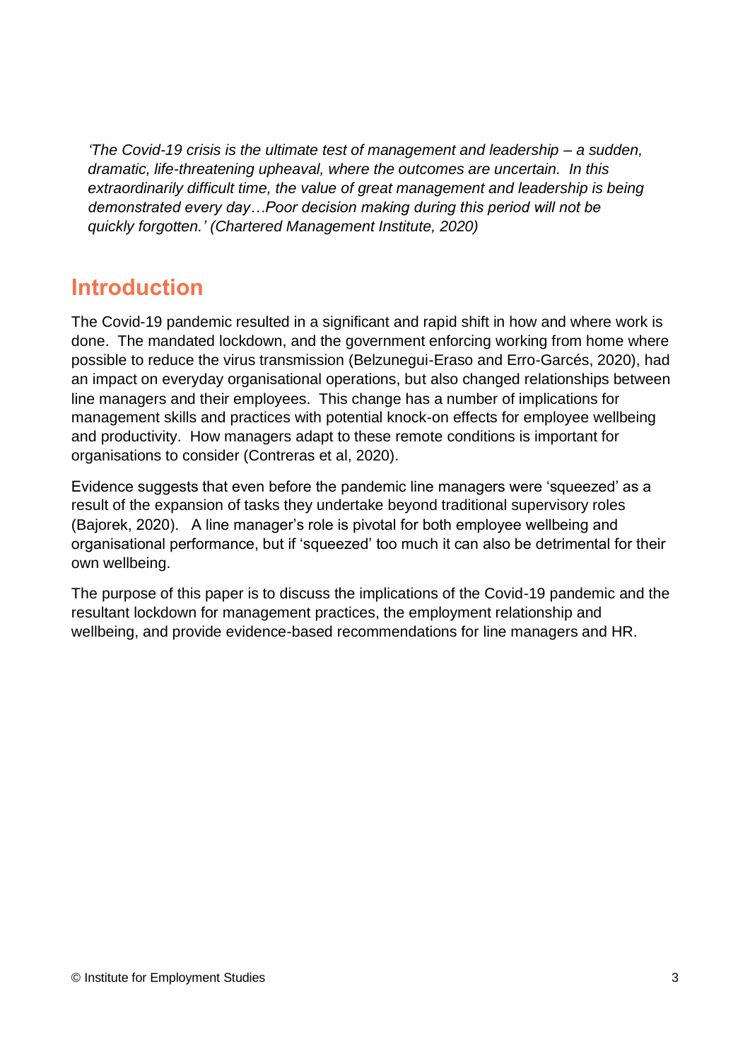*'The Covid-19 crisis is the ultimate test of management and leadership – a sudden, dramatic, life-threatening upheaval, where the outcomes are uncertain. In this extraordinarily difficult time, the value of great management and leadership is being demonstrated every day…Poor decision making during this period will not be quickly forgotten.' (Chartered Management Institute, 2020)*

## Introduction

The Covid-19 pandemic resulted in a significant and rapid shift in how and where work is done. The mandated lockdown, and the government enforcing working from home where possible to reduce the virus transmission (Belzunegui-Eraso and Erro-Garcés, 2020), had an impact on everyday organisational operations, but also changed relationships between line managers and their employees. This change has a number of implications for management skills and practices with potential knock-on effects for employee wellbeing and productivity. How managers adapt to these remote conditions is important for organisations to consider (Contreras et al, 2020).

Evidence suggests that even before the pandemic line managers were 'squeezed' as a result of the expansion of tasks they undertake beyond traditional supervisory roles (Bajorek, 2020). A line manager's role is pivotal for both employee wellbeing and organisational performance, but if 'squeezed' too much it can also be detrimental for their own wellbeing.

The purpose of this paper is to discuss the implications of the Covid-19 pandemic and the resultant lockdown for management practices, the employment relationship and wellbeing, and provide evidence-based recommendations for line managers and HR.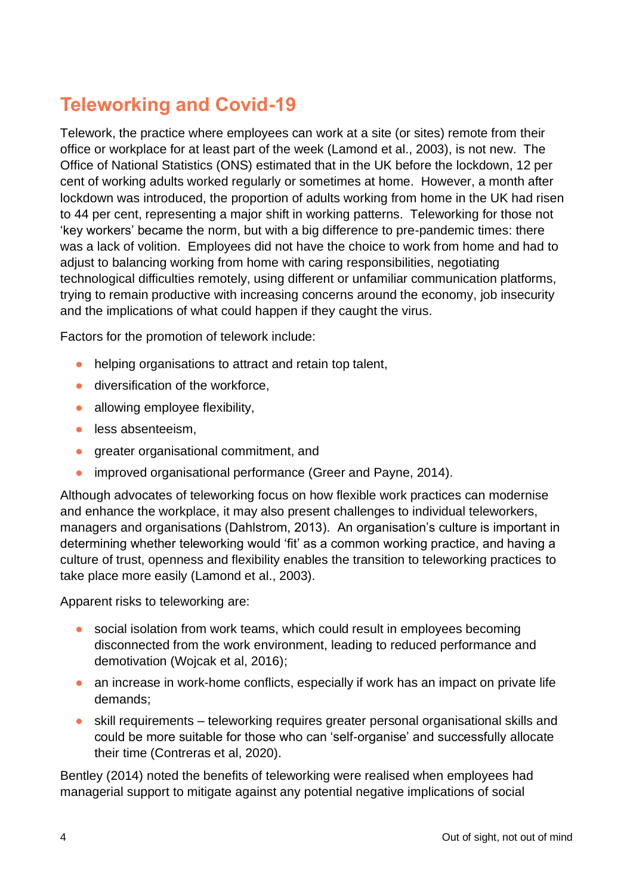## Teleworking and Covid-19

Telework, the practice where employees can work at a site (or sites) remote from their office or workplace for at least part of the week (Lamond et al., 2003), is not new. The Office of National Statistics (ONS) estimated that in the UK before the lockdown, 12 per cent of working adults worked regularly or sometimes at home. However, a month after lockdown was introduced, the proportion of adults working from home in the UK had risen to 44 per cent, representing a major shift in working patterns. Teleworking for those not 'key workers' became the norm, but with a big difference to pre-pandemic times: there was a lack of volition. Employees did not have the choice to work from home and had to adjust to balancing working from home with caring responsibilities, negotiating technological difficulties remotely, using different or unfamiliar communication platforms, trying to remain productive with increasing concerns around the economy, job insecurity and the implications of what could happen if they caught the virus.

Factors for the promotion of telework include:

- helping organisations to attract and retain top talent,
- diversification of the workforce,
- allowing employee flexibility,
- less absenteeism,
- greater organisational commitment, and
- improved organisational performance (Greer and Payne, 2014).

Although advocates of teleworking focus on how flexible work practices can modernise and enhance the workplace, it may also present challenges to individual teleworkers, managers and organisations (Dahlstrom, 2013). An organisation's culture is important in determining whether teleworking would 'fit' as a common working practice, and having a culture of trust, openness and flexibility enables the transition to teleworking practices to take place more easily (Lamond et al., 2003).

Apparent risks to teleworking are:

- social isolation from work teams, which could result in employees becoming disconnected from the work environment, leading to reduced performance and demotivation (Wojcak et al, 2016);
- an increase in work-home conflicts, especially if work has an impact on private life demands;
- skill requirements – teleworking requires greater personal organisational skills and could be more suitable for those who can 'self-organise' and successfully allocate their time (Contreras et al, 2020).

Bentley (2014) noted the benefits of teleworking were realised when employees had managerial support to mitigate against any potential negative implications of social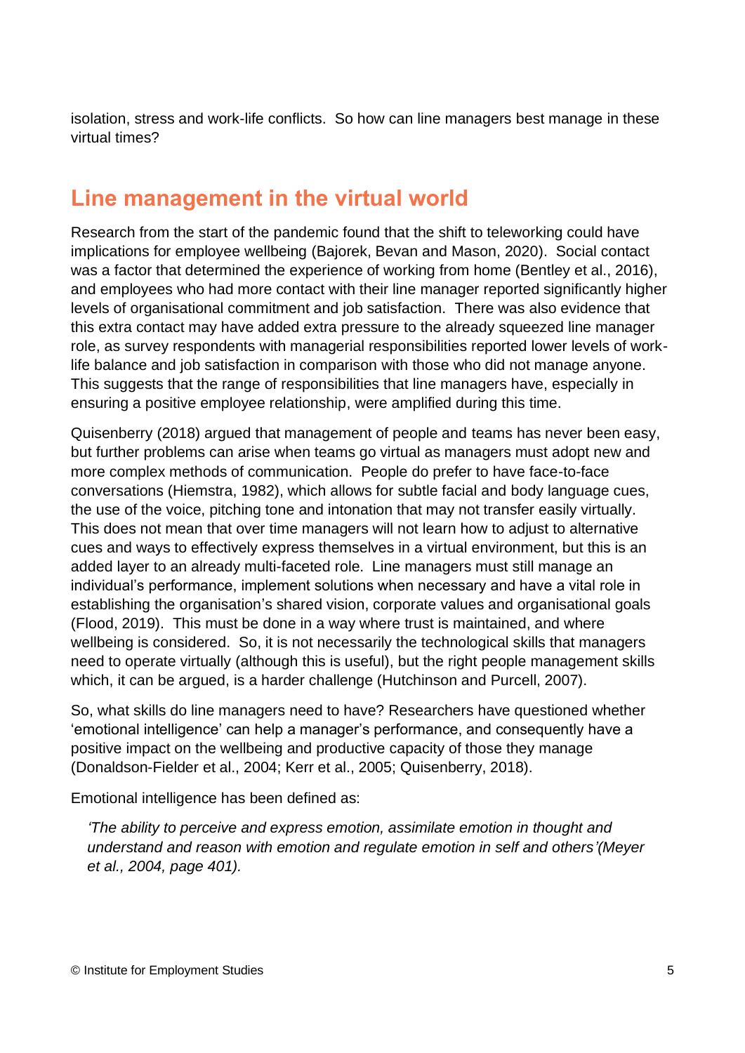isolation, stress and work-life conflicts. So how can line managers best manage in these virtual times?

## Line management in the virtual world

Research from the start of the pandemic found that the shift to teleworking could have implications for employee wellbeing (Bajorek, Bevan and Mason, 2020). Social contact was a factor that determined the experience of working from home (Bentley et al., 2016), and employees who had more contact with their line manager reported significantly higher levels of organisational commitment and job satisfaction. There was also evidence that this extra contact may have added extra pressure to the already squeezed line manager role, as survey respondents with managerial responsibilities reported lower levels of work-life balance and job satisfaction in comparison with those who did not manage anyone. This suggests that the range of responsibilities that line managers have, especially in ensuring a positive employee relationship, were amplified during this time.

Quisenberry (2018) argued that management of people and teams has never been easy, but further problems can arise when teams go virtual as managers must adopt new and more complex methods of communication. People do prefer to have face-to-face conversations (Hiemstra, 1982), which allows for subtle facial and body language cues, the use of the voice, pitching tone and intonation that may not transfer easily virtually. This does not mean that over time managers will not learn how to adjust to alternative cues and ways to effectively express themselves in a virtual environment, but this is an added layer to an already multi-faceted role. Line managers must still manage an individual's performance, implement solutions when necessary and have a vital role in establishing the organisation's shared vision, corporate values and organisational goals (Flood, 2019). This must be done in a way where trust is maintained, and where wellbeing is considered. So, it is not necessarily the technological skills that managers need to operate virtually (although this is useful), but the right people management skills which, it can be argued, is a harder challenge (Hutchinson and Purcell, 2007).

So, what skills do line managers need to have? Researchers have questioned whether 'emotional intelligence' can help a manager's performance, and consequently have a positive impact on the wellbeing and productive capacity of those they manage (Donaldson-Fielder et al., 2004; Kerr et al., 2005; Quisenberry, 2018).

Emotional intelligence has been defined as:

> *'The ability to perceive and express emotion, assimilate emotion in thought and understand and reason with emotion and regulate emotion in self and others'(Meyer et al., 2004, page 401).*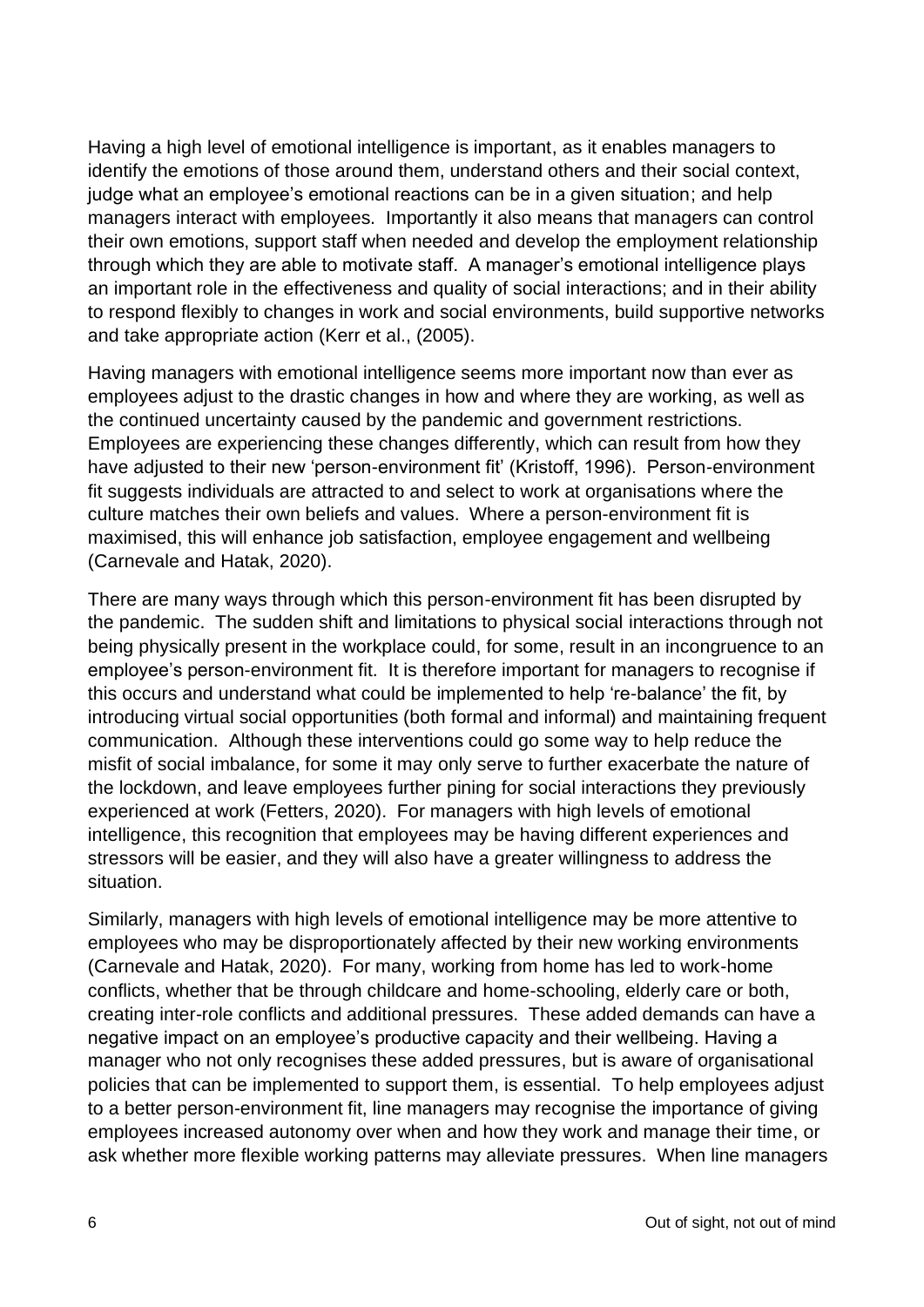Having a high level of emotional intelligence is important, as it enables managers to identify the emotions of those around them, understand others and their social context, judge what an employee's emotional reactions can be in a given situation; and help managers interact with employees. Importantly it also means that managers can control their own emotions, support staff when needed and develop the employment relationship through which they are able to motivate staff. A manager's emotional intelligence plays an important role in the effectiveness and quality of social interactions; and in their ability to respond flexibly to changes in work and social environments, build supportive networks and take appropriate action (Kerr et al., (2005).

Having managers with emotional intelligence seems more important now than ever as employees adjust to the drastic changes in how and where they are working, as well as the continued uncertainty caused by the pandemic and government restrictions. Employees are experiencing these changes differently, which can result from how they have adjusted to their new 'person-environment fit' (Kristoff, 1996). Person-environment fit suggests individuals are attracted to and select to work at organisations where the culture matches their own beliefs and values. Where a person-environment fit is maximised, this will enhance job satisfaction, employee engagement and wellbeing (Carnevale and Hatak, 2020).

There are many ways through which this person-environment fit has been disrupted by the pandemic. The sudden shift and limitations to physical social interactions through not being physically present in the workplace could, for some, result in an incongruence to an employee's person-environment fit. It is therefore important for managers to recognise if this occurs and understand what could be implemented to help 're-balance' the fit, by introducing virtual social opportunities (both formal and informal) and maintaining frequent communication. Although these interventions could go some way to help reduce the misfit of social imbalance, for some it may only serve to further exacerbate the nature of the lockdown, and leave employees further pining for social interactions they previously experienced at work (Fetters, 2020). For managers with high levels of emotional intelligence, this recognition that employees may be having different experiences and stressors will be easier, and they will also have a greater willingness to address the situation.

Similarly, managers with high levels of emotional intelligence may be more attentive to employees who may be disproportionately affected by their new working environments (Carnevale and Hatak, 2020). For many, working from home has led to work-home conflicts, whether that be through childcare and home-schooling, elderly care or both, creating inter-role conflicts and additional pressures. These added demands can have a negative impact on an employee's productive capacity and their wellbeing. Having a manager who not only recognises these added pressures, but is aware of organisational policies that can be implemented to support them, is essential. To help employees adjust to a better person-environment fit, line managers may recognise the importance of giving employees increased autonomy over when and how they work and manage their time, or ask whether more flexible working patterns may alleviate pressures. When line managers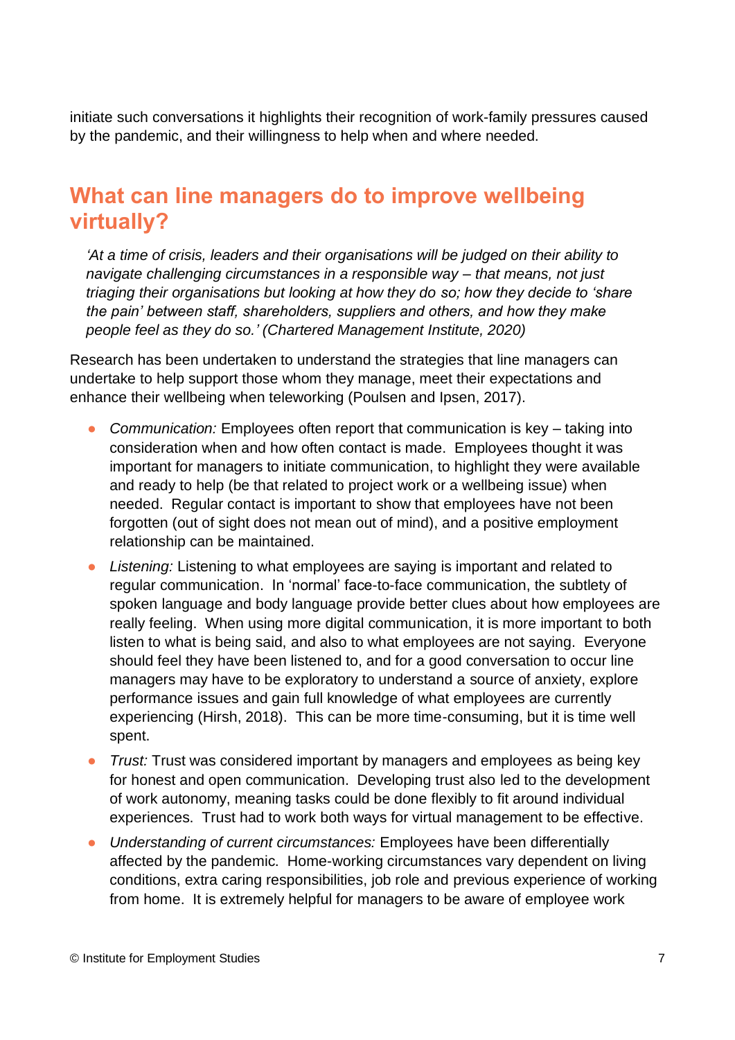initiate such conversations it highlights their recognition of work-family pressures caused by the pandemic, and their willingness to help when and where needed.

## What can line managers do to improve wellbeing virtually?

> *'At a time of crisis, leaders and their organisations will be judged on their ability to navigate challenging circumstances in a responsible way – that means, not just triaging their organisations but looking at how they do so; how they decide to 'share the pain' between staff, shareholders, suppliers and others, and how they make people feel as they do so.' (Chartered Management Institute, 2020)*

Research has been undertaken to understand the strategies that line managers can undertake to help support those whom they manage, meet their expectations and enhance their wellbeing when teleworking (Poulsen and Ipsen, 2017).

- *Communication:* Employees often report that communication is key – taking into consideration when and how often contact is made. Employees thought it was important for managers to initiate communication, to highlight they were available and ready to help (be that related to project work or a wellbeing issue) when needed. Regular contact is important to show that employees have not been forgotten (out of sight does not mean out of mind), and a positive employment relationship can be maintained.
- *Listening:* Listening to what employees are saying is important and related to regular communication. In 'normal' face-to-face communication, the subtlety of spoken language and body language provide better clues about how employees are really feeling. When using more digital communication, it is more important to both listen to what is being said, and also to what employees are not saying. Everyone should feel they have been listened to, and for a good conversation to occur line managers may have to be exploratory to understand a source of anxiety, explore performance issues and gain full knowledge of what employees are currently experiencing (Hirsh, 2018). This can be more time-consuming, but it is time well spent.
- *Trust:* Trust was considered important by managers and employees as being key for honest and open communication. Developing trust also led to the development of work autonomy, meaning tasks could be done flexibly to fit around individual experiences. Trust had to work both ways for virtual management to be effective.
- *Understanding of current circumstances:* Employees have been differentially affected by the pandemic. Home-working circumstances vary dependent on living conditions, extra caring responsibilities, job role and previous experience of working from home. It is extremely helpful for managers to be aware of employee work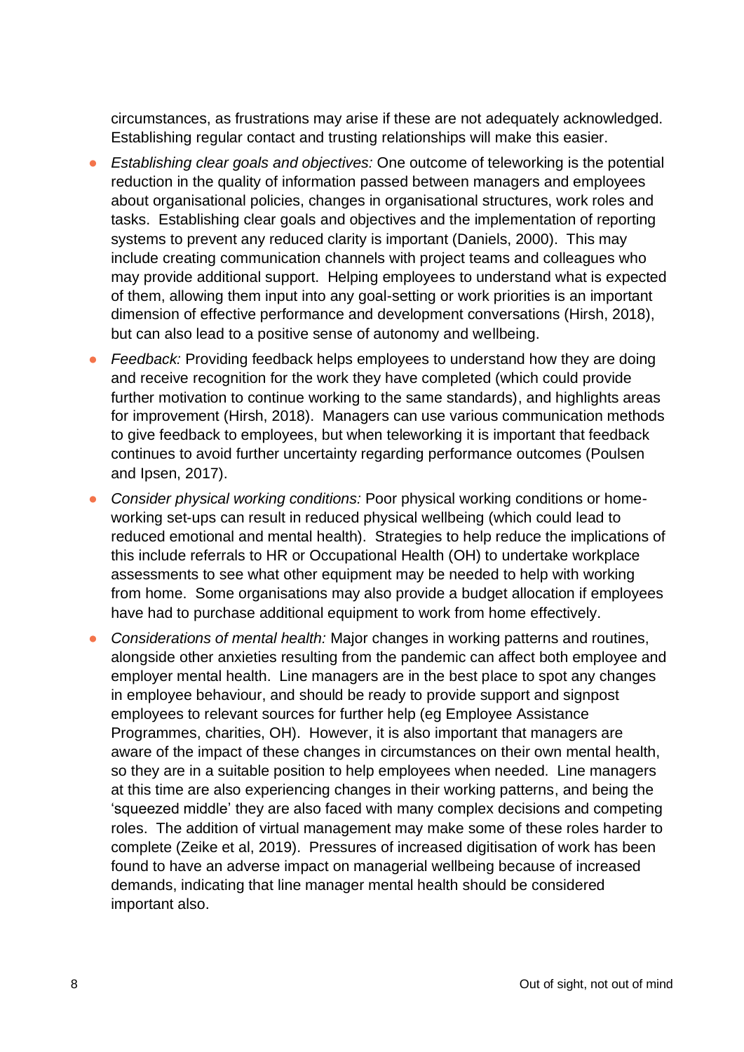circumstances, as frustrations may arise if these are not adequately acknowledged. Establishing regular contact and trusting relationships will make this easier.

- *Establishing clear goals and objectives:* One outcome of teleworking is the potential reduction in the quality of information passed between managers and employees about organisational policies, changes in organisational structures, work roles and tasks. Establishing clear goals and objectives and the implementation of reporting systems to prevent any reduced clarity is important (Daniels, 2000). This may include creating communication channels with project teams and colleagues who may provide additional support. Helping employees to understand what is expected of them, allowing them input into any goal-setting or work priorities is an important dimension of effective performance and development conversations (Hirsh, 2018), but can also lead to a positive sense of autonomy and wellbeing.
- *Feedback:* Providing feedback helps employees to understand how they are doing and receive recognition for the work they have completed (which could provide further motivation to continue working to the same standards), and highlights areas for improvement (Hirsh, 2018). Managers can use various communication methods to give feedback to employees, but when teleworking it is important that feedback continues to avoid further uncertainty regarding performance outcomes (Poulsen and Ipsen, 2017).
- *Consider physical working conditions:* Poor physical working conditions or home-working set-ups can result in reduced physical wellbeing (which could lead to reduced emotional and mental health). Strategies to help reduce the implications of this include referrals to HR or Occupational Health (OH) to undertake workplace assessments to see what other equipment may be needed to help with working from home. Some organisations may also provide a budget allocation if employees have had to purchase additional equipment to work from home effectively.
- *Considerations of mental health:* Major changes in working patterns and routines, alongside other anxieties resulting from the pandemic can affect both employee and employer mental health. Line managers are in the best place to spot any changes in employee behaviour, and should be ready to provide support and signpost employees to relevant sources for further help (eg Employee Assistance Programmes, charities, OH). However, it is also important that managers are aware of the impact of these changes in circumstances on their own mental health, so they are in a suitable position to help employees when needed. Line managers at this time are also experiencing changes in their working patterns, and being the 'squeezed middle' they are also faced with many complex decisions and competing roles. The addition of virtual management may make some of these roles harder to complete (Zeike et al, 2019). Pressures of increased digitisation of work has been found to have an adverse impact on managerial wellbeing because of increased demands, indicating that line manager mental health should be considered important also.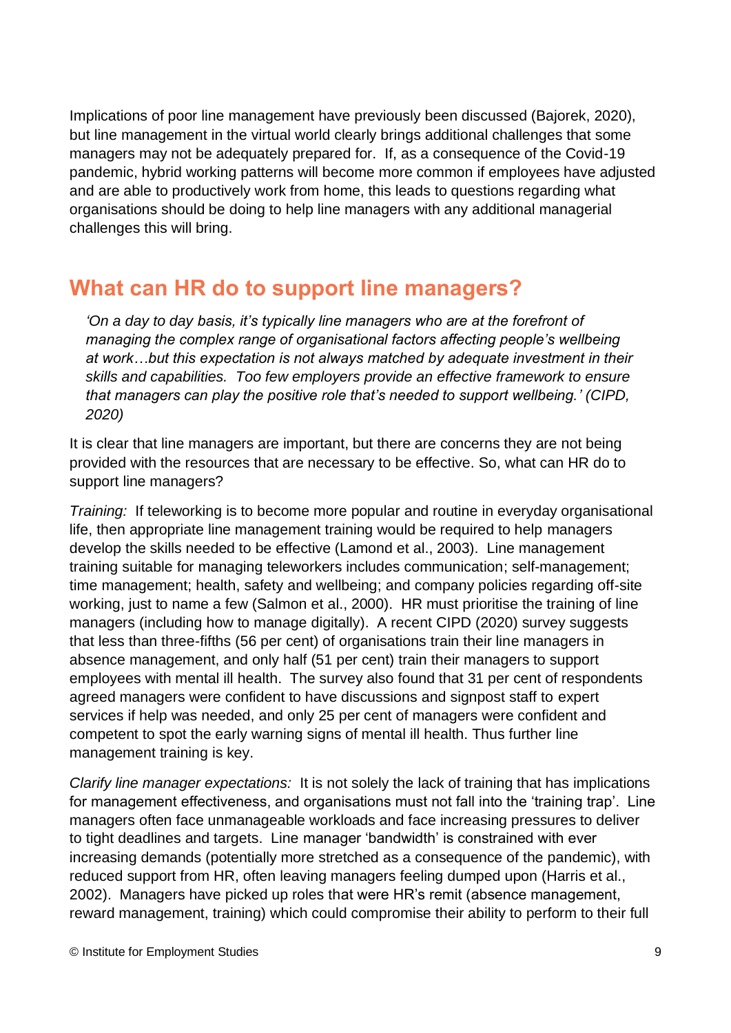Implications of poor line management have previously been discussed (Bajorek, 2020), but line management in the virtual world clearly brings additional challenges that some managers may not be adequately prepared for. If, as a consequence of the Covid-19 pandemic, hybrid working patterns will become more common if employees have adjusted and are able to productively work from home, this leads to questions regarding what organisations should be doing to help line managers with any additional managerial challenges this will bring.

## What can HR do to support line managers?

> *'On a day to day basis, it's typically line managers who are at the forefront of managing the complex range of organisational factors affecting people's wellbeing at work…but this expectation is not always matched by adequate investment in their skills and capabilities. Too few employers provide an effective framework to ensure that managers can play the positive role that's needed to support wellbeing.' (CIPD, 2020)*

It is clear that line managers are important, but there are concerns they are not being provided with the resources that are necessary to be effective. So, what can HR do to support line managers?

*Training:* If teleworking is to become more popular and routine in everyday organisational life, then appropriate line management training would be required to help managers develop the skills needed to be effective (Lamond et al., 2003). Line management training suitable for managing teleworkers includes communication; self-management; time management; health, safety and wellbeing; and company policies regarding off-site working, just to name a few (Salmon et al., 2000). HR must prioritise the training of line managers (including how to manage digitally). A recent CIPD (2020) survey suggests that less than three-fifths (56 per cent) of organisations train their line managers in absence management, and only half (51 per cent) train their managers to support employees with mental ill health. The survey also found that 31 per cent of respondents agreed managers were confident to have discussions and signpost staff to expert services if help was needed, and only 25 per cent of managers were confident and competent to spot the early warning signs of mental ill health. Thus further line management training is key.

*Clarify line manager expectations:* It is not solely the lack of training that has implications for management effectiveness, and organisations must not fall into the 'training trap'. Line managers often face unmanageable workloads and face increasing pressures to deliver to tight deadlines and targets. Line manager 'bandwidth' is constrained with ever increasing demands (potentially more stretched as a consequence of the pandemic), with reduced support from HR, often leaving managers feeling dumped upon (Harris et al., 2002). Managers have picked up roles that were HR's remit (absence management, reward management, training) which could compromise their ability to perform to their full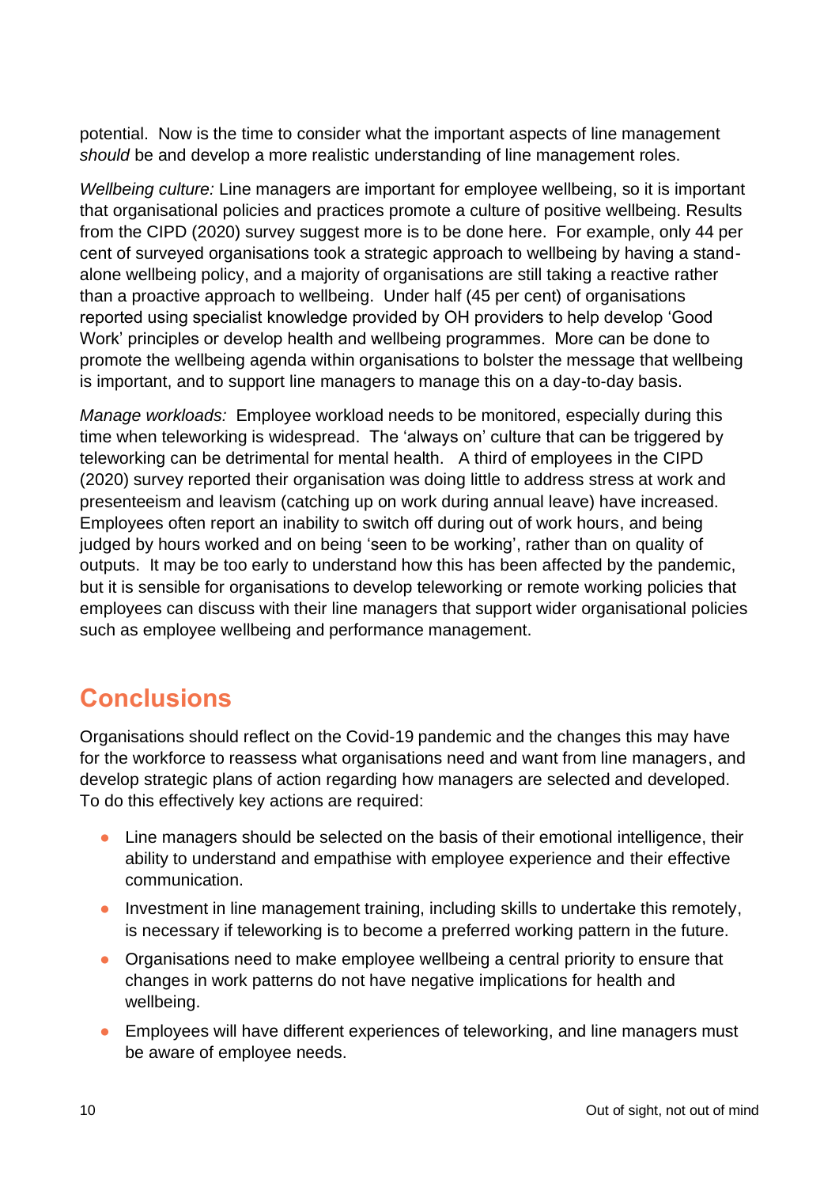potential. Now is the time to consider what the important aspects of line management *should* be and develop a more realistic understanding of line management roles.

*Wellbeing culture:* Line managers are important for employee wellbeing, so it is important that organisational policies and practices promote a culture of positive wellbeing. Results from the CIPD (2020) survey suggest more is to be done here. For example, only 44 per cent of surveyed organisations took a strategic approach to wellbeing by having a stand-alone wellbeing policy, and a majority of organisations are still taking a reactive rather than a proactive approach to wellbeing. Under half (45 per cent) of organisations reported using specialist knowledge provided by OH providers to help develop 'Good Work' principles or develop health and wellbeing programmes. More can be done to promote the wellbeing agenda within organisations to bolster the message that wellbeing is important, and to support line managers to manage this on a day-to-day basis.

*Manage workloads:* Employee workload needs to be monitored, especially during this time when teleworking is widespread. The 'always on' culture that can be triggered by teleworking can be detrimental for mental health. A third of employees in the CIPD (2020) survey reported their organisation was doing little to address stress at work and presenteeism and leavism (catching up on work during annual leave) have increased. Employees often report an inability to switch off during out of work hours, and being judged by hours worked and on being 'seen to be working', rather than on quality of outputs. It may be too early to understand how this has been affected by the pandemic, but it is sensible for organisations to develop teleworking or remote working policies that employees can discuss with their line managers that support wider organisational policies such as employee wellbeing and performance management.

## Conclusions

Organisations should reflect on the Covid-19 pandemic and the changes this may have for the workforce to reassess what organisations need and want from line managers, and develop strategic plans of action regarding how managers are selected and developed. To do this effectively key actions are required:

- Line managers should be selected on the basis of their emotional intelligence, their ability to understand and empathise with employee experience and their effective communication.
- Investment in line management training, including skills to undertake this remotely, is necessary if teleworking is to become a preferred working pattern in the future.
- Organisations need to make employee wellbeing a central priority to ensure that changes in work patterns do not have negative implications for health and wellbeing.
- Employees will have different experiences of teleworking, and line managers must be aware of employee needs.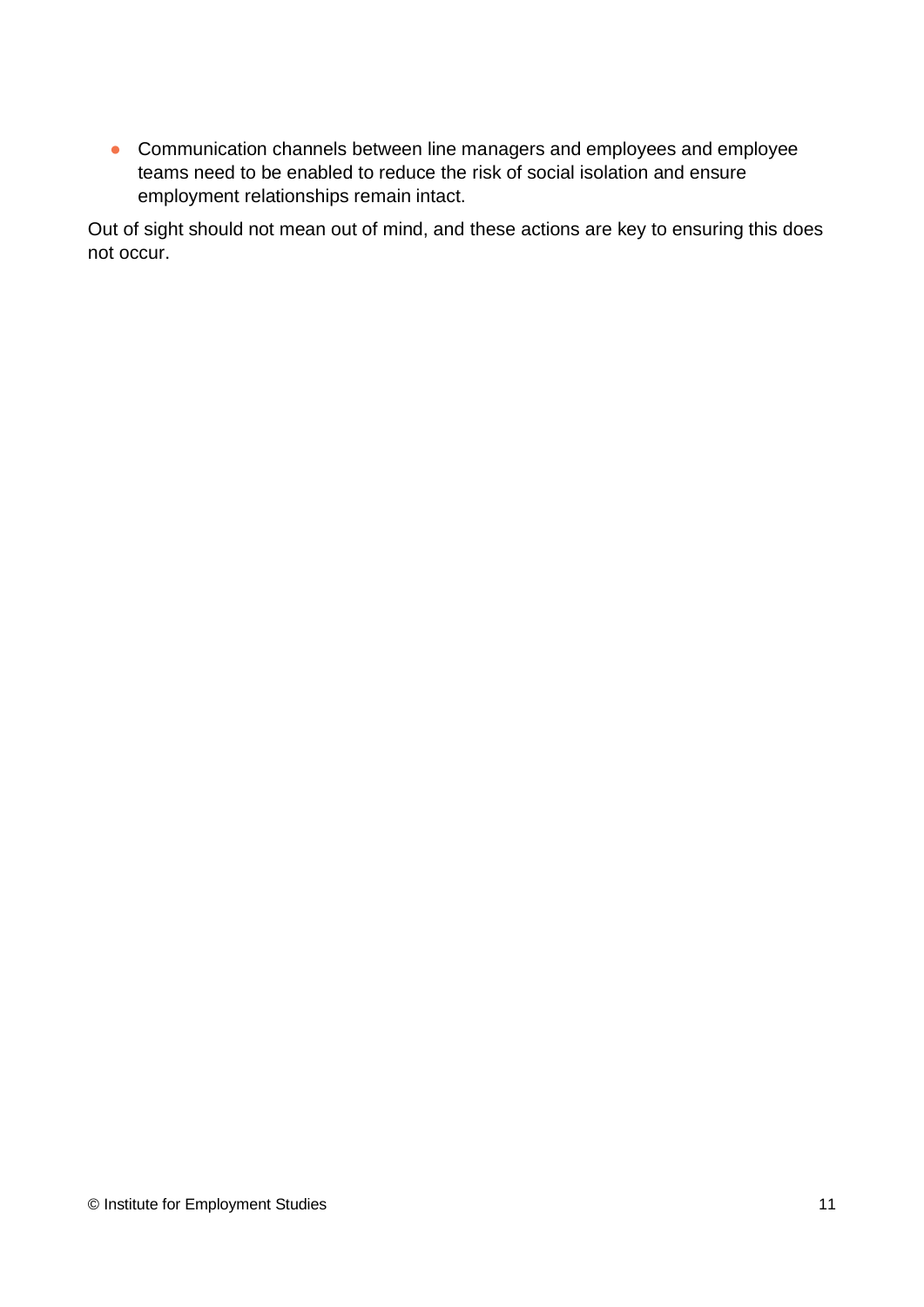- Communication channels between line managers and employees and employee teams need to be enabled to reduce the risk of social isolation and ensure employment relationships remain intact.

Out of sight should not mean out of mind, and these actions are key to ensuring this does not occur.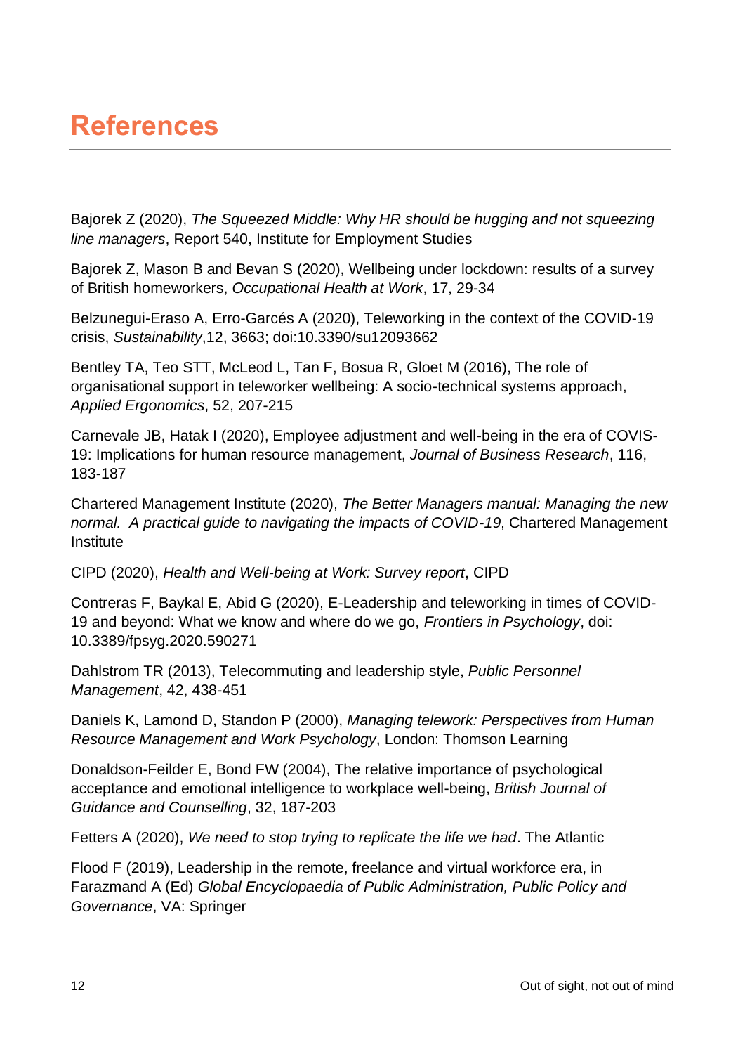# References

Bajorek Z (2020), *The Squeezed Middle: Why HR should be hugging and not squeezing line managers*, Report 540, Institute for Employment Studies

Bajorek Z, Mason B and Bevan S (2020), Wellbeing under lockdown: results of a survey of British homeworkers, *Occupational Health at Work*, 17, 29-34

Belzunegui-Eraso A, Erro-Garcés A (2020), Teleworking in the context of the COVID-19 crisis, *Sustainability*,12, 3663; doi:10.3390/su12093662

Bentley TA, Teo STT, McLeod L, Tan F, Bosua R, Gloet M (2016), The role of organisational support in teleworker wellbeing: A socio-technical systems approach, *Applied Ergonomics*, 52, 207-215

Carnevale JB, Hatak I (2020), Employee adjustment and well-being in the era of COVIS-19: Implications for human resource management, *Journal of Business Research*, 116, 183-187

Chartered Management Institute (2020), *The Better Managers manual: Managing the new normal. A practical guide to navigating the impacts of COVID-19*, Chartered Management Institute

CIPD (2020), *Health and Well-being at Work: Survey report*, CIPD

Contreras F, Baykal E, Abid G (2020), E-Leadership and teleworking in times of COVID-19 and beyond: What we know and where do we go, *Frontiers in Psychology*, doi: 10.3389/fpsyg.2020.590271

Dahlstrom TR (2013), Telecommuting and leadership style, *Public Personnel Management*, 42, 438-451

Daniels K, Lamond D, Standon P (2000), *Managing telework: Perspectives from Human Resource Management and Work Psychology*, London: Thomson Learning

Donaldson-Feilder E, Bond FW (2004), The relative importance of psychological acceptance and emotional intelligence to workplace well-being, *British Journal of Guidance and Counselling*, 32, 187-203

Fetters A (2020), *We need to stop trying to replicate the life we had*. The Atlantic

Flood F (2019), Leadership in the remote, freelance and virtual workforce era, in Farazmand A (Ed) *Global Encyclopaedia of Public Administration, Public Policy and Governance*, VA: Springer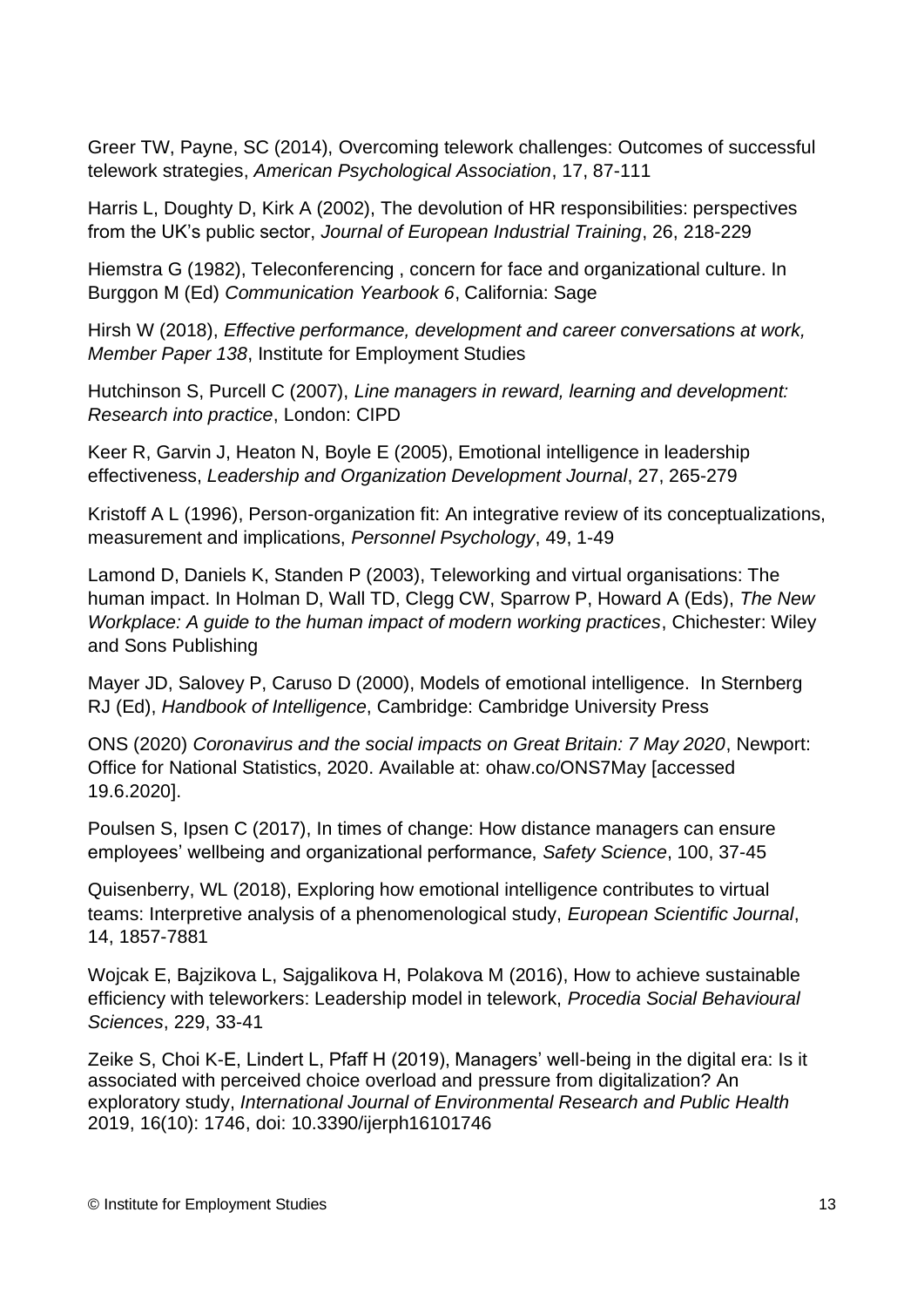Greer TW, Payne, SC (2014), Overcoming telework challenges: Outcomes of successful telework strategies, *American Psychological Association*, 17, 87-111

Harris L, Doughty D, Kirk A (2002), The devolution of HR responsibilities: perspectives from the UK's public sector, *Journal of European Industrial Training*, 26, 218-229

Hiemstra G (1982), Teleconferencing , concern for face and organizational culture. In Burggon M (Ed) *Communication Yearbook 6*, California: Sage

Hirsh W (2018), *Effective performance, development and career conversations at work, Member Paper 138*, Institute for Employment Studies

Hutchinson S, Purcell C (2007), *Line managers in reward, learning and development: Research into practice*, London: CIPD

Keer R, Garvin J, Heaton N, Boyle E (2005), Emotional intelligence in leadership effectiveness, *Leadership and Organization Development Journal*, 27, 265-279

Kristoff A L (1996), Person-organization fit: An integrative review of its conceptualizations, measurement and implications, *Personnel Psychology*, 49, 1-49

Lamond D, Daniels K, Standen P (2003), Teleworking and virtual organisations: The human impact. In Holman D, Wall TD, Clegg CW, Sparrow P, Howard A (Eds), *The New Workplace: A guide to the human impact of modern working practices*, Chichester: Wiley and Sons Publishing

Mayer JD, Salovey P, Caruso D (2000), Models of emotional intelligence. In Sternberg RJ (Ed), *Handbook of Intelligence*, Cambridge: Cambridge University Press

ONS (2020) *Coronavirus and the social impacts on Great Britain: 7 May 2020*, Newport: Office for National Statistics, 2020. Available at: ohaw.co/ONS7May [accessed 19.6.2020].

Poulsen S, Ipsen C (2017), In times of change: How distance managers can ensure employees' wellbeing and organizational performance, *Safety Science*, 100, 37-45

Quisenberry, WL (2018), Exploring how emotional intelligence contributes to virtual teams: Interpretive analysis of a phenomenological study, *European Scientific Journal*, 14, 1857-7881

Wojcak E, Bajzikova L, Sajgalikova H, Polakova M (2016), How to achieve sustainable efficiency with teleworkers: Leadership model in telework, *Procedia Social Behavioural Sciences*, 229, 33-41

Zeike S, Choi K-E, Lindert L, Pfaff H (2019), Managers' well-being in the digital era: Is it associated with perceived choice overload and pressure from digitalization? An exploratory study, *International Journal of Environmental Research and Public Health* 2019, 16(10): 1746, doi: 10.3390/ijerph16101746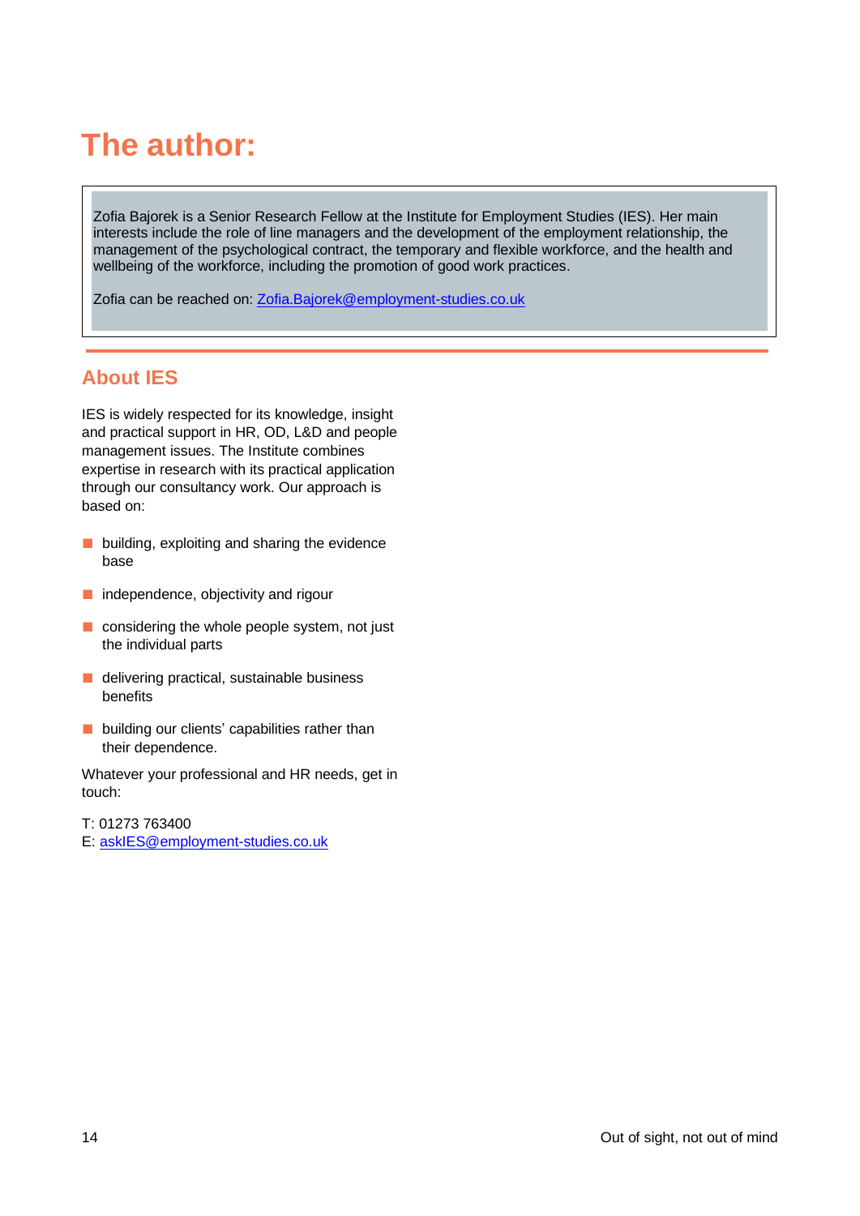# The author:

Zofia Bajorek is a Senior Research Fellow at the Institute for Employment Studies (IES). Her main interests include the role of line managers and the development of the employment relationship, the management of the psychological contract, the temporary and flexible workforce, and the health and wellbeing of the workforce, including the promotion of good work practices.

Zofia can be reached on: Zofia.Bajorek@employment-studies.co.uk

## About IES

IES is widely respected for its knowledge, insight and practical support in HR, OD, L&D and people management issues. The Institute combines expertise in research with its practical application through our consultancy work. Our approach is based on:

- building, exploiting and sharing the evidence base
- independence, objectivity and rigour
- considering the whole people system, not just the individual parts
- delivering practical, sustainable business benefits
- building our clients' capabilities rather than their dependence.

Whatever your professional and HR needs, get in touch:

T: 01273 763400
E: askIES@employment-studies.co.uk